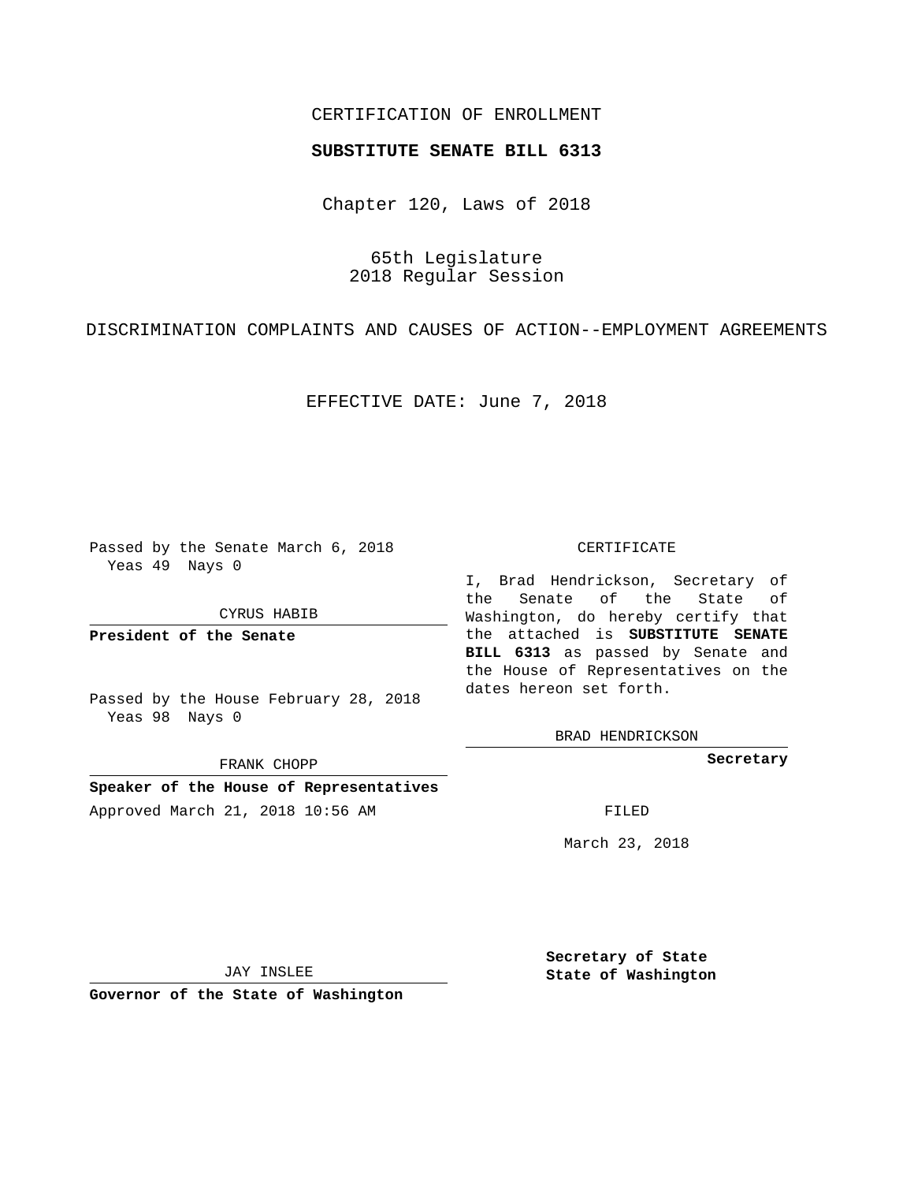CERTIFICATION OF ENROLLMENT

**SUBSTITUTE SENATE BILL 6313**

Chapter 120, Laws of 2018

65th Legislature
2018 Regular Session

DISCRIMINATION COMPLAINTS AND CAUSES OF ACTION--EMPLOYMENT AGREEMENTS

EFFECTIVE DATE: June 7, 2018

Passed by the Senate March 6, 2018
Yeas 49 Nays 0

CYRUS HABIB

**President of the Senate**

Passed by the House February 28, 2018
Yeas 98 Nays 0

FRANK CHOPP

**Speaker of the House of Representatives**

Approved March 21, 2018 10:56 AM

JAY INSLEE

**Governor of the State of Washington**

CERTIFICATE

I, Brad Hendrickson, Secretary of the Senate of the State of Washington, do hereby certify that the attached is **SUBSTITUTE SENATE BILL 6313** as passed by Senate and the House of Representatives on the dates hereon set forth.

BRAD HENDRICKSON

**Secretary**

FILED

March 23, 2018

**Secretary of State**
**State of Washington**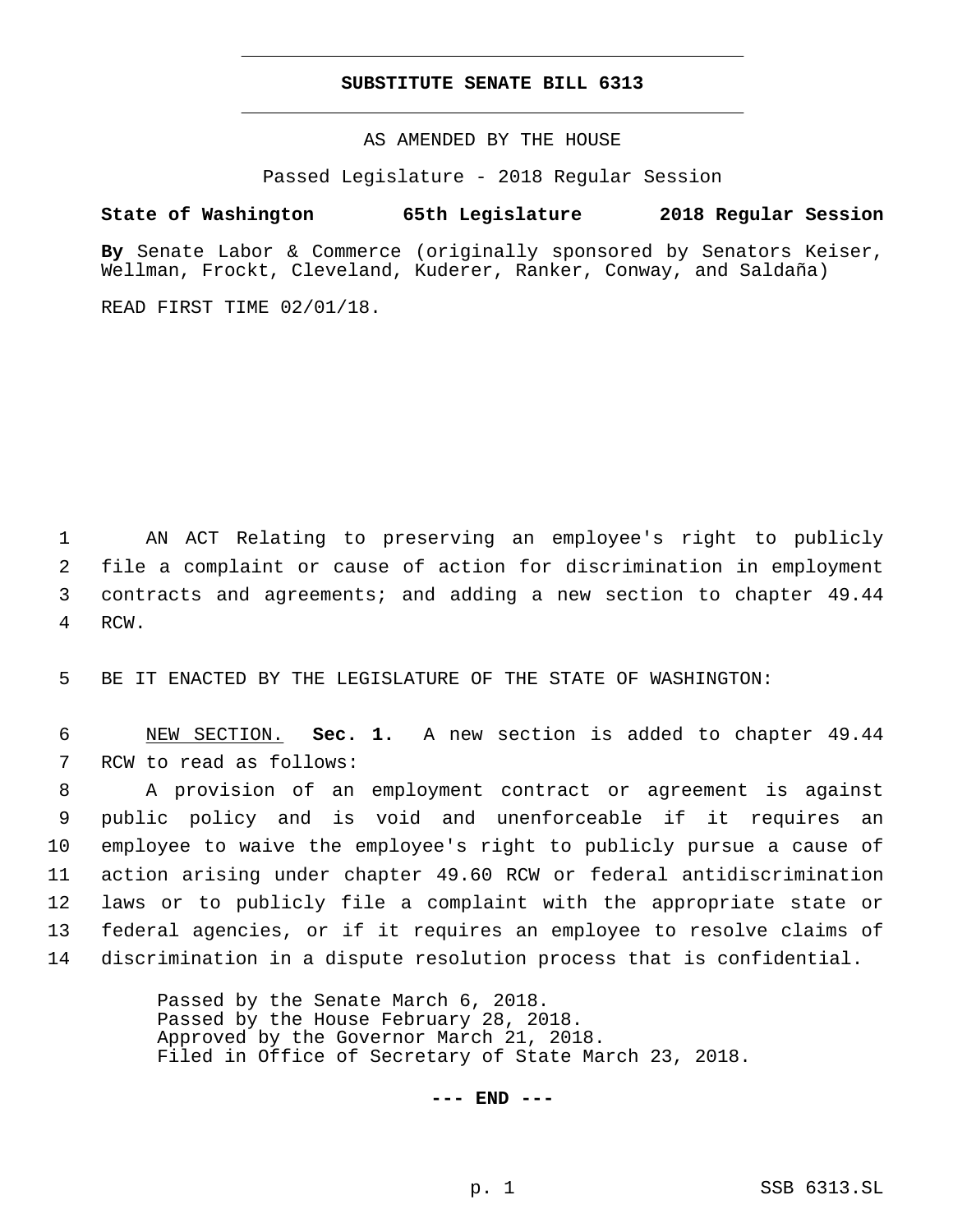# SUBSTITUTE SENATE BILL 6313

AS AMENDED BY THE HOUSE

Passed Legislature - 2018 Regular Session

**State of Washington 65th Legislature 2018 Regular Session**

**By** Senate Labor & Commerce (originally sponsored by Senators Keiser, Wellman, Frockt, Cleveland, Kuderer, Ranker, Conway, and Saldaña)

READ FIRST TIME 02/01/18.

AN ACT Relating to preserving an employee's right to publicly file a complaint or cause of action for discrimination in employment contracts and agreements; and adding a new section to chapter 49.44 RCW.

BE IT ENACTED BY THE LEGISLATURE OF THE STATE OF WASHINGTON:

NEW SECTION. **Sec. 1.** A new section is added to chapter 49.44 RCW to read as follows:

A provision of an employment contract or agreement is against public policy and is void and unenforceable if it requires an employee to waive the employee's right to publicly pursue a cause of action arising under chapter 49.60 RCW or federal antidiscrimination laws or to publicly file a complaint with the appropriate state or federal agencies, or if it requires an employee to resolve claims of discrimination in a dispute resolution process that is confidential.

Passed by the Senate March 6, 2018.
Passed by the House February 28, 2018.
Approved by the Governor March 21, 2018.
Filed in Office of Secretary of State March 23, 2018.

**--- END ---**